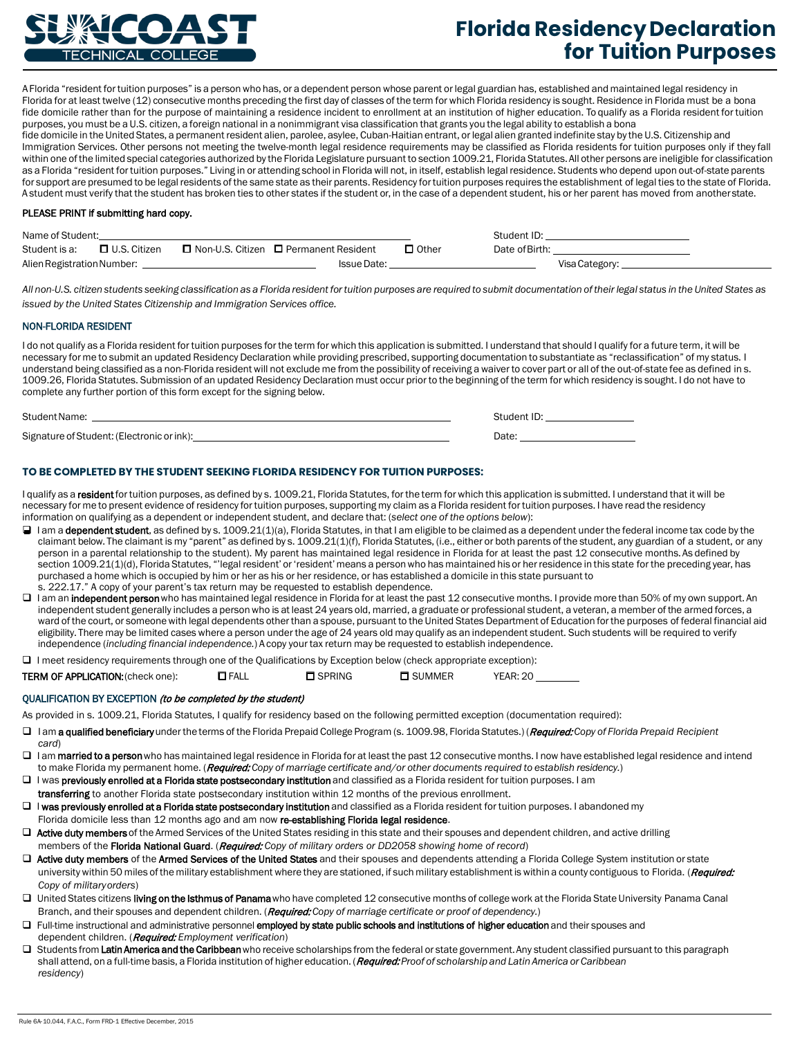# Florida Residency Declaration for Tuition Purposes

A Florida "resident for tuition purposes" is a person who has, or a dependent person whose parent or legal guardian has, established and maintained legal residency in Florida for at least twelve (12) consecutive months preceding the first day of classes of the term for which Florida residency is sought. Residence in Florida must be a bona fide domicile rather than for the purpose of maintaining a residence incident to enrollment at an institution of higher education. To qualify as a Florida resident for tuition purposes, you must be a U.S. citizen, a foreign national in a nonimmigrant visa classification that grants you the legal ability to establish a bona fide domicile in the United States, a permanent resident alien, parolee, asylee, Cuban-Haitian entrant, or legal alien granted indefinite stay by the U.S. Citizenship and Immigration Services. Other persons not meeting the twelve-month legal residence requirements may be classified as Florida residents for tuition purposes only if they fall within one of the limited special categories authorized by the Florida Legislature pursuant to section 1009.21, Florida Statutes. All other persons are ineligible for classification as a Florida "resident for tuition purposes." Living in or attending school in Florida will not, in itself, establish legal residence. Students who depend upon out-of-state parents for support are presumed to be legal residents of the same state as their parents. Residency for tuition purposes requires the establishment of legal ties to the state of Florida. A student must verify that the student has broken ties to other states if the student or, in the case of a dependent student, his or her parent has moved from another state.

**PLEASE PRINT if submitting hard copy.**

Name of Student: ______________________ Student ID: ______________________

Student is a: ☐ U.S. Citizen ☐ Non-U.S. Citizen ☐ Permanent Resident ☐ Other Date of Birth: ______________________

Alien Registration Number: ______________ Issue Date: ______________ Visa Category: ______________

*All non-U.S. citizen students seeking classification as a Florida resident for tuition purposes are required to submit documentation of their legal status in the United States as issued by the United States Citizenship and Immigration Services office.*

## NON-FLORIDA RESIDENT

I do not qualify as a Florida resident for tuition purposes for the term for which this application is submitted. I understand that should I qualify for a future term, it will be necessary for me to submit an updated Residency Declaration while providing prescribed, supporting documentation to substantiate as "reclassification" of my status. I understand being classified as a non-Florida resident will not exclude me from the possibility of receiving a waiver to cover part or all of the out-of-state fee as defined in s. 1009.26, Florida Statutes. Submission of an updated Residency Declaration must occur prior to the beginning of the term for which residency is sought. I do not have to complete any further portion of this form except for the signing below.

Student Name: ______________________ Student ID: ______________

Signature of Student: (Electronic or ink): ______________________ Date: ______________

## TO BE COMPLETED BY THE STUDENT SEEKING FLORIDA RESIDENCY FOR TUITION PURPOSES:

I qualify as a **resident** for tuition purposes, as defined by s. 1009.21, Florida Statutes, for the term for which this application is submitted. I understand that it will be necessary for me to present evidence of residency for tuition purposes, supporting my claim as a Florida resident for tuition purposes. I have read the residency information on qualifying as a dependent or independent student, and declare that: (*select one of the options below*):

- ☐ I am a **dependent student**, as defined by s. 1009.21(1)(a), Florida Statutes, in that I am eligible to be claimed as a dependent under the federal income tax code by the claimant below. The claimant is my "parent" as defined by s. 1009.21(1)(f), Florida Statutes, (i.e., either or both parents of the student, any guardian of a student, or any person in a parental relationship to the student). My parent has maintained legal residence in Florida for at least the past 12 consecutive months. As defined by section 1009.21(1)(d), Florida Statutes, "'legal resident' or 'resident' means a person who has maintained his or her residence in this state for the preceding year, has purchased a home which is occupied by him or her as his or her residence, or has established a domicile in this state pursuant to s. 222.17." A copy of your parent's tax return may be requested to establish dependence.
- ☐ I am an **independent person** who has maintained legal residence in Florida for at least the past 12 consecutive months. I provide more than 50% of my own support. An independent student generally includes a person who is at least 24 years old, married, a graduate or professional student, a veteran, a member of the armed forces, a ward of the court, or someone with legal dependents other than a spouse, pursuant to the United States Department of Education for the purposes of federal financial aid eligibility. There may be limited cases where a person under the age of 24 years old may qualify as an independent student. Such students will be required to verify independence (*including financial independence.*) A copy your tax return may be requested to establish independence.
- ☐ I meet residency requirements through one of the Qualifications by Exception below (check appropriate exception):

**TERM OF APPLICATION:** (check one): ☐ FALL ☐ SPRING ☐ SUMMER YEAR: 20 ______

### QUALIFICATION BY EXCEPTION *(to be completed by the student)*

As provided in s. 1009.21, Florida Statutes, I qualify for residency based on the following permitted exception (documentation required):

- ☐ I am **a qualified beneficiary** under the terms of the Florida Prepaid College Program (s. 1009.98, Florida Statutes.) (***Required:*** *Copy of Florida Prepaid Recipient card*)
- ☐ I am **married to a person** who has maintained legal residence in Florida for at least the past 12 consecutive months. I now have established legal residence and intend to make Florida my permanent home. (***Required:*** *Copy of marriage certificate and/or other documents required to establish residency.*)
- ☐ I was **previously enrolled at a Florida state postsecondary institution** and classified as a Florida resident for tuition purposes. I am **transferring** to another Florida state postsecondary institution within 12 months of the previous enrollment.
- ☐ I **was previously enrolled at a Florida state postsecondary institution** and classified as a Florida resident for tuition purposes. I abandoned my Florida domicile less than 12 months ago and am now **re-establishing Florida legal residence**.
- ☐ **Active duty members** of the Armed Services of the United States residing in this state and their spouses and dependent children, and active drilling members of the **Florida National Guard**. (***Required:*** *Copy of military orders or DD2058 showing home of record*)
- ☐ **Active duty members** of the **Armed Services of the United States** and their spouses and dependents attending a Florida College System institution or state university within 50 miles of the military establishment where they are stationed, if such military establishment is within a county contiguous to Florida. (***Required:*** *Copy of military orders*)
- ☐ United States citizens **living on the Isthmus of Panama** who have completed 12 consecutive months of college work at the Florida State University Panama Canal Branch, and their spouses and dependent children. (***Required:*** *Copy of marriage certificate or proof of dependency.*)
- ☐ Full-time instructional and administrative personnel **employed by state public schools and institutions of higher education** and their spouses and dependent children. (***Required:*** *Employment verification*)
- ☐ Students from **Latin America and the Caribbean** who receive scholarships from the federal or state government. Any student classified pursuant to this paragraph shall attend, on a full-time basis, a Florida institution of higher education. (***Required:*** *Proof of scholarship and Latin America or Caribbean residency*)

Rule 6A-10.044, F.A.C., Form FRD-1 Effective December, 2015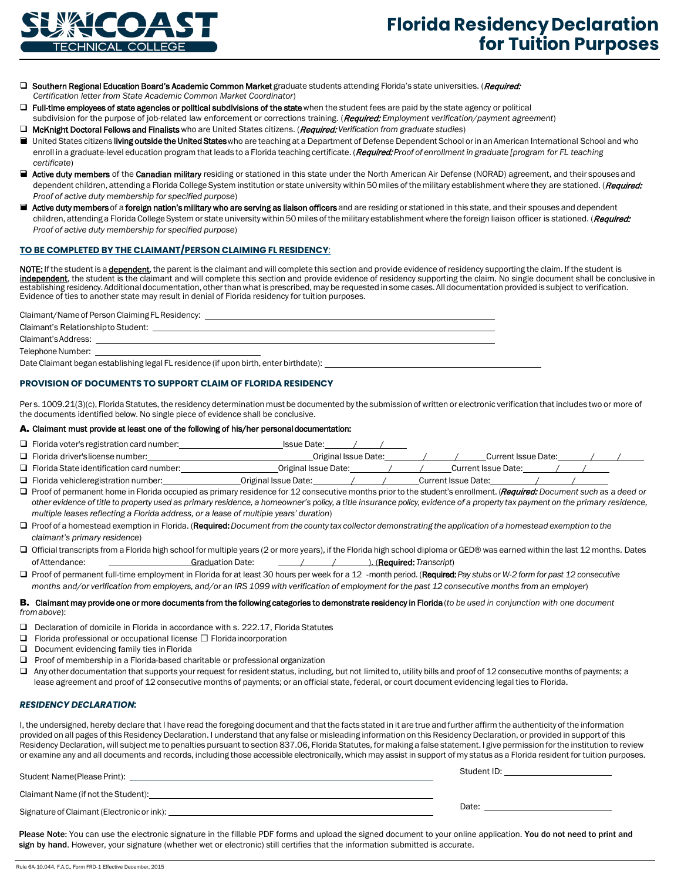# Florida Residency Declaration for Tuition Purposes

SUNCOAST TECHNICAL COLLEGE

- ☐ **Southern Regional Education Board's Academic Common Market** graduate students attending Florida's state universities. (***Required:*** *Certification letter from State Academic Common Market Coordinator*)
- ☐ **Full-time employees of state agencies or political subdivisions of the state** when the student fees are paid by the state agency or political subdivision for the purpose of job-related law enforcement or corrections training. (***Required:*** *Employment verification/payment agreement*)
- ☐ **McKnight Doctoral Fellows and Finalists** who are United States citizens. (***Required:*** *Verification from graduate studies*)
- ☐ United States citizens **living outside the United States** who are teaching at a Department of Defense Dependent School or in an American International School and who enroll in a graduate-level education program that leads to a Florida teaching certificate. (***Required:*** *Proof of enrollment in graduate [program for FL teaching certificate*)
- ☐ **Active duty members** of the **Canadian military** residing or stationed in this state under the North American Air Defense (NORAD) agreement, and their spouses and dependent children, attending a Florida College System institution or state university within 50 miles of the military establishment where they are stationed. (***Required:*** *Proof of active duty membership for specified purpose*)
- ☐ **Active duty members** of a **foreign nation's military who are serving as liaison officers** and are residing or stationed in this state, and their spouses and dependent children, attending a Florida College System or state university within 50 miles of the military establishment where the foreign liaison officer is stationed. (***Required:*** *Proof of active duty membership for specified purpose*)

## TO BE COMPLETED BY THE CLAIMANT/PERSON CLAIMING FL RESIDENCY:

NOTE: If the student is a **dependent**, the parent is the claimant and will complete this section and provide evidence of residency supporting the claim. If the student is **independent**, the student is the claimant and will complete this section and provide evidence of residency supporting the claim. No single document shall be conclusive in establishing residency. Additional documentation, other than what is prescribed, may be requested in some cases. All documentation provided is subject to verification. Evidence of ties to another state may result in denial of Florida residency for tuition purposes.

Claimant/Name of Person Claiming FL Residency: ______________________

Claimant's Relationship to Student: ______________________

Claimant's Address: ______________________

Telephone Number: ______________________

Date Claimant began establishing legal FL residence (if upon birth, enter birthdate): ______________________

## PROVISION OF DOCUMENTS TO SUPPORT CLAIM OF FLORIDA RESIDENCY

Per s. 1009.21(3)(c), Florida Statutes, the residency determination must be documented by the submission of written or electronic verification that includes two or more of the documents identified below. No single piece of evidence shall be conclusive.

**A. Claimant must provide at least one of the following of his/her personal documentation:**

- ☐ Florida voter's registration card number: ______________ Issue Date: ____/____/____
- ☐ Florida driver's license number: ______________ Original Issue Date: ____/____/____ Current Issue Date: ____/____/____
- ☐ Florida State identification card number: ______________ Original Issue Date: ____/____/____ Current Issue Date: ____/____/____
- ☐ Florida vehicle registration number: ______________ Original Issue Date: ____/____/____ Current Issue Date: ____/____/____
- ☐ Proof of permanent home in Florida occupied as primary residence for 12 consecutive months prior to the student's enrollment. (***Required:*** *Document such as a deed or other evidence of title to property used as primary residence, a homeowner's policy, a title insurance policy, evidence of a property tax payment on the primary residence, multiple leases reflecting a Florida address, or a lease of multiple years' duration*)
- ☐ Proof of a homestead exemption in Florida. (**Required:** *Document from the county tax collector demonstrating the application of a homestead exemption to the claimant's primary residence*)
- ☐ Official transcripts from a Florida high school for multiple years (2 or more years), if the Florida high school diploma or GED® was earned within the last 12 months. Dates of Attendance: ______________ Graduation Date: ____/____/____). (**Required:** *Transcript*)
- ☐ Proof of permanent full-time employment in Florida for at least 30 hours per week for a 12 -month period. (**Required:** *Pay stubs or W-2 form for past 12 consecutive months and/or verification from employers, and/or an IRS 1099 with verification of employment for the past 12 consecutive months from an employer*)

**B. Claimant may provide one or more documents from the following categories to demonstrate residency in Florida** (*to be used in conjunction with one document from above*):

- ☐ Declaration of domicile in Florida in accordance with s. 222.17, Florida Statutes
- ☐ Florida professional or occupational license ☐ Florida incorporation
- ☐ Document evidencing family ties in Florida
- ☐ Proof of membership in a Florida-based charitable or professional organization
- ☐ Any other documentation that supports your request for resident status, including, but not limited to, utility bills and proof of 12 consecutive months of payments; a lease agreement and proof of 12 consecutive months of payments; or an official state, federal, or court document evidencing legal ties to Florida.

## *RESIDENCY DECLARATION:*

I, the undersigned, hereby declare that I have read the foregoing document and that the facts stated in it are true and further affirm the authenticity of the information provided on all pages of this Residency Declaration. I understand that any false or misleading information on this Residency Declaration, or provided in support of this Residency Declaration, will subject me to penalties pursuant to section 837.06, Florida Statutes, for making a false statement. I give permission for the institution to review or examine any and all documents and records, including those accessible electronically, which may assist in support of my status as a Florida resident for tuition purposes.

Student Name (Please Print): ______________________ Student ID: ______________

Claimant Name (if not the Student): ______________________

Signature of Claimant (Electronic or ink): ______________________ Date: ______________

**Please Note:** You can use the electronic signature in the fillable PDF forms and upload the signed document to your online application. **You do not need to print and sign by hand**. However, your signature (whether wet or electronic) still certifies that the information submitted is accurate.

Rule 6A-10.044, F.A.C., Form FRD-1 Effective December, 2015